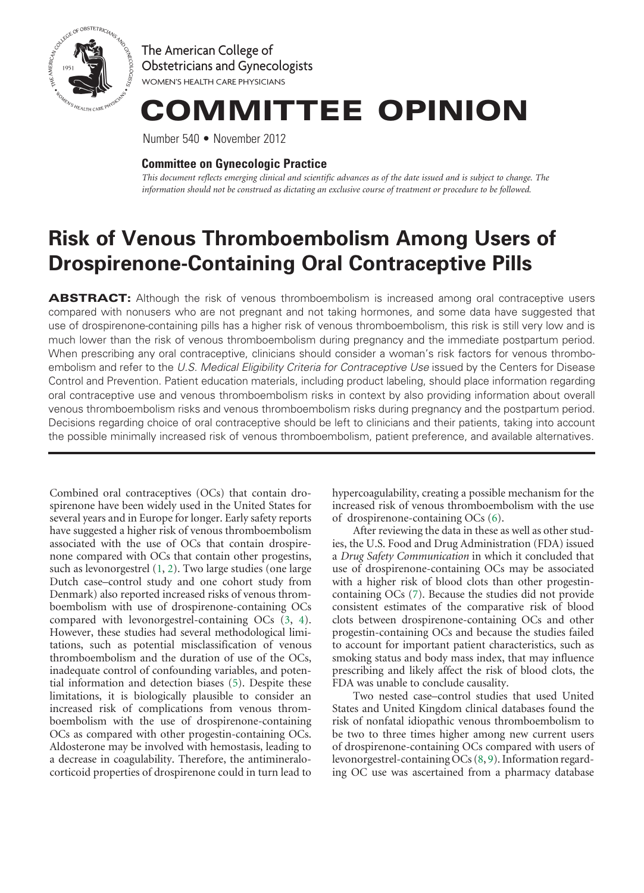The American College of Obstetricians and Gynecologists
WOMEN'S HEALTH CARE PHYSICIANS

# COMMITTEE OPINION

Number 540 • November 2012

**Committee on Gynecologic Practice**

*This document reflects emerging clinical and scientific advances as of the date issued and is subject to change. The information should not be construed as dictating an exclusive course of treatment or procedure to be followed.*

## Risk of Venous Thromboembolism Among Users of Drospirenone-Containing Oral Contraceptive Pills

**ABSTRACT:** Although the risk of venous thromboembolism is increased among oral contraceptive users compared with nonusers who are not pregnant and not taking hormones, and some data have suggested that use of drospirenone-containing pills has a higher risk of venous thromboembolism, this risk is still very low and is much lower than the risk of venous thromboembolism during pregnancy and the immediate postpartum period. When prescribing any oral contraceptive, clinicians should consider a woman's risk factors for venous thromboembolism and refer to the *U.S. Medical Eligibility Criteria for Contraceptive Use* issued by the Centers for Disease Control and Prevention. Patient education materials, including product labeling, should place information regarding oral contraceptive use and venous thromboembolism risks in context by also providing information about overall venous thromboembolism risks and venous thromboembolism risks during pregnancy and the postpartum period. Decisions regarding choice of oral contraceptive should be left to clinicians and their patients, taking into account the possible minimally increased risk of venous thromboembolism, patient preference, and available alternatives.

Combined oral contraceptives (OCs) that contain drospirenone have been widely used in the United States for several years and in Europe for longer. Early safety reports have suggested a higher risk of venous thromboembolism associated with the use of OCs that contain drospirenone compared with OCs that contain other progestins, such as levonorgestrel (1, 2). Two large studies (one large Dutch case–control study and one cohort study from Denmark) also reported increased risks of venous thromboembolism with use of drospirenone-containing OCs compared with levonorgestrel-containing OCs (3, 4). However, these studies had several methodological limitations, such as potential misclassification of venous thromboembolism and the duration of use of the OCs, inadequate control of confounding variables, and potential information and detection biases (5). Despite these limitations, it is biologically plausible to consider an increased risk of complications from venous thromboembolism with the use of drospirenone-containing OCs as compared with other progestin-containing OCs. Aldosterone may be involved with hemostasis, leading to a decrease in coagulability. Therefore, the antimineralocorticoid properties of drospirenone could in turn lead to hypercoagulability, creating a possible mechanism for the increased risk of venous thromboembolism with the use of drospirenone-containing OCs (6).

After reviewing the data in these as well as other studies, the U.S. Food and Drug Administration (FDA) issued a *Drug Safety Communication* in which it concluded that use of drospirenone-containing OCs may be associated with a higher risk of blood clots than other progestin-containing OCs (7). Because the studies did not provide consistent estimates of the comparative risk of blood clots between drospirenone-containing OCs and other progestin-containing OCs and because the studies failed to account for important patient characteristics, such as smoking status and body mass index, that may influence prescribing and likely affect the risk of blood clots, the FDA was unable to conclude causality.

Two nested case–control studies that used United States and United Kingdom clinical databases found the risk of nonfatal idiopathic venous thromboembolism to be two to three times higher among new current users of drospirenone-containing OCs compared with users of levonorgestrel-containing OCs (8, 9). Information regarding OC use was ascertained from a pharmacy database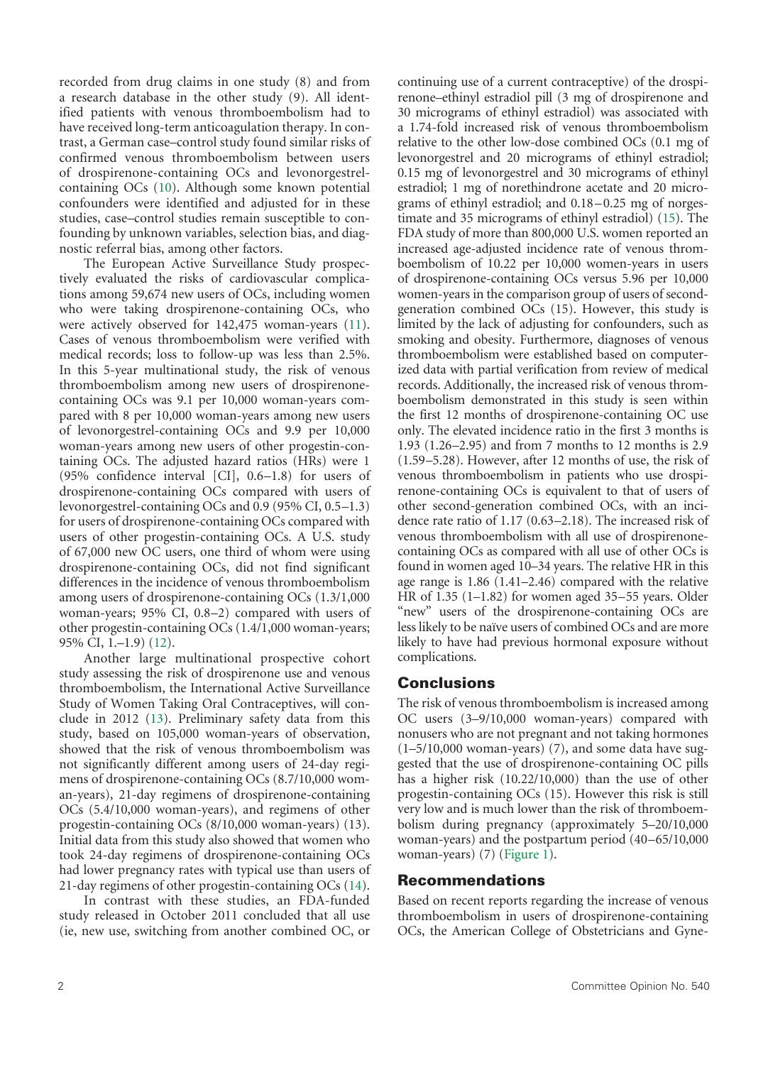recorded from drug claims in one study (8) and from a research database in the other study (9). All identified patients with venous thromboembolism had to have received long-term anticoagulation therapy. In contrast, a German case–control study found similar risks of confirmed venous thromboembolism between users of drospirenone-containing OCs and levonorgestrel-containing OCs (10). Although some known potential confounders were identified and adjusted for in these studies, case–control studies remain susceptible to confounding by unknown variables, selection bias, and diagnostic referral bias, among other factors.

The European Active Surveillance Study prospectively evaluated the risks of cardiovascular complications among 59,674 new users of OCs, including women who were taking drospirenone-containing OCs, who were actively observed for 142,475 woman-years (11). Cases of venous thromboembolism were verified with medical records; loss to follow-up was less than 2.5%. In this 5-year multinational study, the risk of venous thromboembolism among new users of drospirenone-containing OCs was 9.1 per 10,000 woman-years compared with 8 per 10,000 woman-years among new users of levonorgestrel-containing OCs and 9.9 per 10,000 woman-years among new users of other progestin-containing OCs. The adjusted hazard ratios (HRs) were 1 (95% confidence interval [CI], 0.6–1.8) for users of drospirenone-containing OCs compared with users of levonorgestrel-containing OCs and 0.9 (95% CI, 0.5–1.3) for users of drospirenone-containing OCs compared with users of other progestin-containing OCs. A U.S. study of 67,000 new OC users, one third of whom were using drospirenone-containing OCs, did not find significant differences in the incidence of venous thromboembolism among users of drospirenone-containing OCs (1.3/1,000 woman-years; 95% CI, 0.8–2) compared with users of other progestin-containing OCs (1.4/1,000 woman-years; 95% CI, 1.–1.9) (12).

Another large multinational prospective cohort study assessing the risk of drospirenone use and venous thromboembolism, the International Active Surveillance Study of Women Taking Oral Contraceptives, will conclude in 2012 (13). Preliminary safety data from this study, based on 105,000 woman-years of observation, showed that the risk of venous thromboembolism was not significantly different among users of 24-day regimens of drospirenone-containing OCs (8.7/10,000 woman-years), 21-day regimens of drospirenone-containing OCs (5.4/10,000 woman-years), and regimens of other progestin-containing OCs (8/10,000 woman-years) (13). Initial data from this study also showed that women who took 24-day regimens of drospirenone-containing OCs had lower pregnancy rates with typical use than users of 21-day regimens of other progestin-containing OCs (14).

In contrast with these studies, an FDA-funded study released in October 2011 concluded that all use (ie, new use, switching from another combined OC, or continuing use of a current contraceptive) of the drospirenone–ethinyl estradiol pill (3 mg of drospirenone and 30 micrograms of ethinyl estradiol) was associated with a 1.74-fold increased risk of venous thromboembolism relative to the other low-dose combined OCs (0.1 mg of levonorgestrel and 20 micrograms of ethinyl estradiol; 0.15 mg of levonorgestrel and 30 micrograms of ethinyl estradiol; 1 mg of norethindrone acetate and 20 micrograms of ethinyl estradiol; and 0.18 – 0.25 mg of norgestimate and 35 micrograms of ethinyl estradiol) (15). The FDA study of more than 800,000 U.S. women reported an increased age-adjusted incidence rate of venous thromboembolism of 10.22 per 10,000 women-years in users of drospirenone-containing OCs versus 5.96 per 10,000 women-years in the comparison group of users of second-generation combined OCs (15). However, this study is limited by the lack of adjusting for confounders, such as smoking and obesity. Furthermore, diagnoses of venous thromboembolism were established based on computerized data with partial verification from review of medical records. Additionally, the increased risk of venous thromboembolism demonstrated in this study is seen within the first 12 months of drospirenone-containing OC use only. The elevated incidence ratio in the first 3 months is 1.93 (1.26–2.95) and from 7 months to 12 months is 2.9 (1.59–5.28). However, after 12 months of use, the risk of venous thromboembolism in patients who use drospirenone-containing OCs is equivalent to that of users of other second-generation combined OCs, with an incidence rate ratio of 1.17 (0.63–2.18). The increased risk of venous thromboembolism with all use of drospirenone-containing OCs as compared with all use of other OCs is found in women aged 10–34 years. The relative HR in this age range is 1.86 (1.41–2.46) compared with the relative HR of 1.35 (1–1.82) for women aged 35–55 years. Older "new" users of the drospirenone-containing OCs are less likely to be naïve users of combined OCs and are more likely to have had previous hormonal exposure without complications.

## Conclusions

The risk of venous thromboembolism is increased among OC users (3–9/10,000 woman-years) compared with nonusers who are not pregnant and not taking hormones (1–5/10,000 woman-years) (7), and some data have suggested that the use of drospirenone-containing OC pills has a higher risk (10.22/10,000) than the use of other progestin-containing OCs (15). However this risk is still very low and is much lower than the risk of thromboembolism during pregnancy (approximately 5–20/10,000 woman-years) and the postpartum period (40–65/10,000 woman-years) (7) (Figure 1).

## Recommendations

Based on recent reports regarding the increase of venous thromboembolism in users of drospirenone-containing OCs, the American College of Obstetricians and Gyne-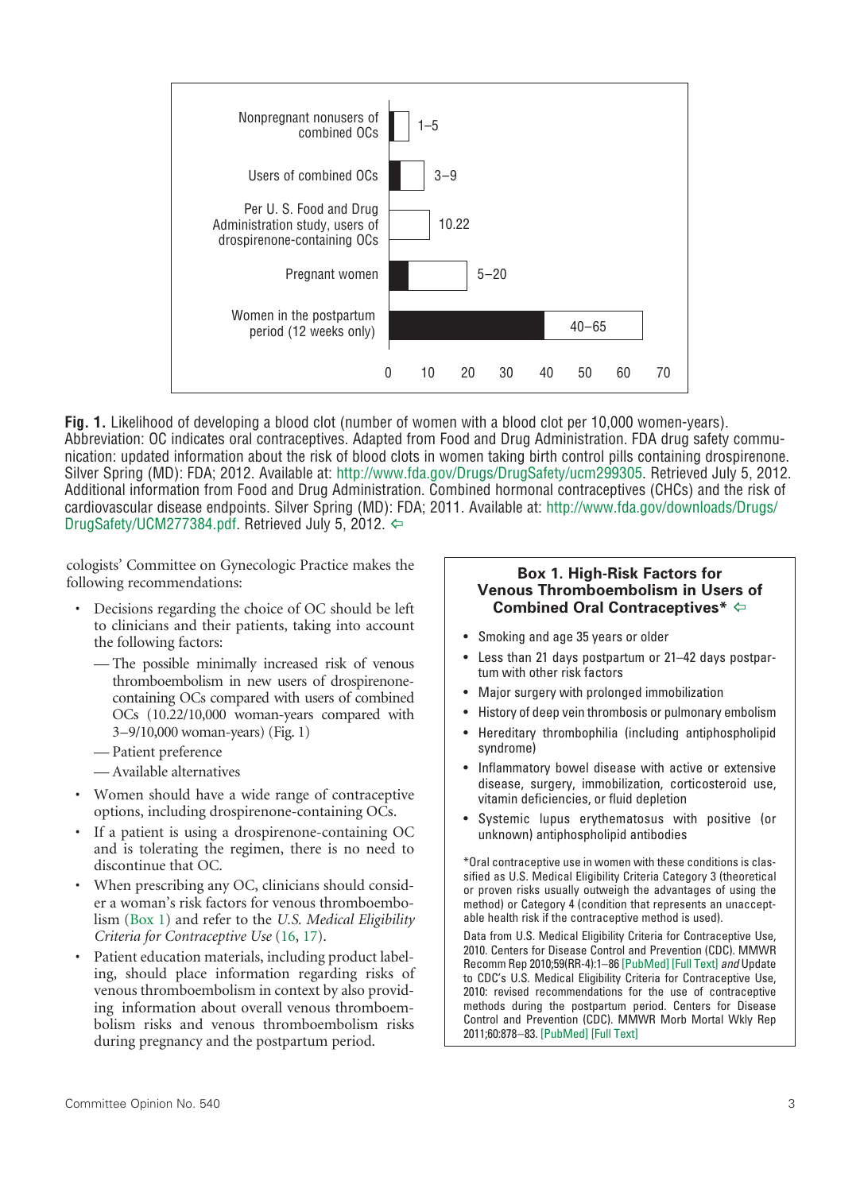| | Blood clots per 10,000 women-years |
|---|---|
| Nonpregnant nonusers of combined OCs | 1–5 |
| Users of combined OCs | 3–9 |
| Per U. S. Food and Drug Administration study, users of drospirenone-containing OCs | 10.22 |
| Pregnant women | 5–20 |
| Women in the postpartum period (12 weeks only) | 40–65 |

**Fig. 1.** Likelihood of developing a blood clot (number of women with a blood clot per 10,000 women-years). Abbreviation: OC indicates oral contraceptives. Adapted from Food and Drug Administration. FDA drug safety communication: updated information about the risk of blood clots in women taking birth control pills containing drospirenone. Silver Spring (MD): FDA; 2012. Available at: http://www.fda.gov/Drugs/DrugSafety/ucm299305. Retrieved July 5, 2012. Additional information from Food and Drug Administration. Combined hormonal contraceptives (CHCs) and the risk of cardiovascular disease endpoints. Silver Spring (MD): FDA; 2011. Available at: http://www.fda.gov/downloads/Drugs/DrugSafety/UCM277384.pdf. Retrieved July 5, 2012.

cologists' Committee on Gynecologic Practice makes the following recommendations:

- Decisions regarding the choice of OC should be left to clinicians and their patients, taking into account the following factors:
  - The possible minimally increased risk of venous thromboembolism in new users of drospirenone-containing OCs compared with users of combined OCs (10.22/10,000 woman-years compared with 3–9/10,000 woman-years) (Fig. 1)
  - Patient preference
  - Available alternatives
- Women should have a wide range of contraceptive options, including drospirenone-containing OCs.
- If a patient is using a drospirenone-containing OC and is tolerating the regimen, there is no need to discontinue that OC.
- When prescribing any OC, clinicians should consider a woman's risk factors for venous thromboembolism (Box 1) and refer to the *U.S. Medical Eligibility Criteria for Contraceptive Use* (16, 17).
- Patient education materials, including product labeling, should place information regarding risks of venous thromboembolism in context by also providing information about overall venous thromboembolism risks and venous thromboembolism risks during pregnancy and the postpartum period.

### Box 1. High-Risk Factors for Venous Thromboembolism in Users of Combined Oral Contraceptives*

- Smoking and age 35 years or older
- Less than 21 days postpartum or 21–42 days postpartum with other risk factors
- Major surgery with prolonged immobilization
- History of deep vein thrombosis or pulmonary embolism
- Hereditary thrombophilia (including antiphospholipid syndrome)
- Inflammatory bowel disease with active or extensive disease, surgery, immobilization, corticosteroid use, vitamin deficiencies, or fluid depletion
- Systemic lupus erythematosus with positive (or unknown) antiphospholipid antibodies

*Oral contraceptive use in women with these conditions is classified as U.S. Medical Eligibility Criteria Category 3 (theoretical or proven risks usually outweigh the advantages of using the method) or Category 4 (condition that represents an unacceptable health risk if the contraceptive method is used).

Data from U.S. Medical Eligibility Criteria for Contraceptive Use, 2010. Centers for Disease Control and Prevention (CDC). MMWR Recomm Rep 2010;59(RR-4):1–86 [PubMed] [Full Text] *and* Update to CDC's U.S. Medical Eligibility Criteria for Contraceptive Use, 2010: revised recommendations for the use of contraceptive methods during the postpartum period. Centers for Disease Control and Prevention (CDC). MMWR Morb Mortal Wkly Rep 2011;60:878–83. [PubMed] [Full Text]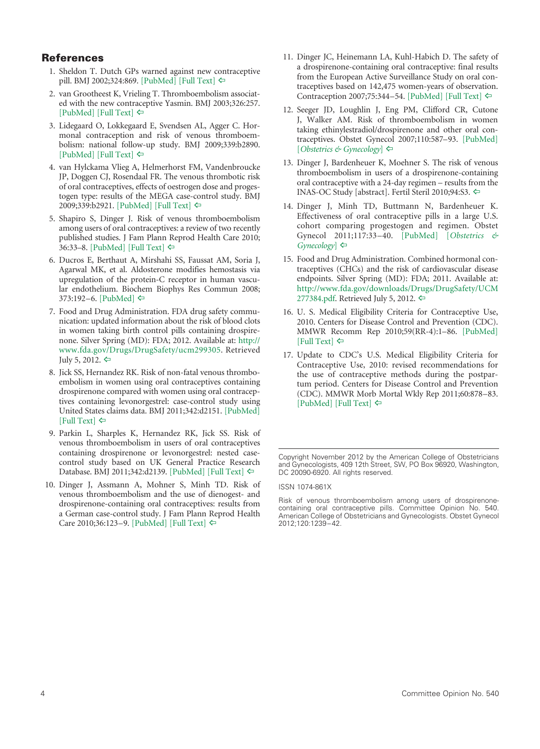## References

1. Sheldon T. Dutch GPs warned against new contraceptive pill. BMJ 2002;324:869. [PubMed] [Full Text] ⇦
2. van Grootheest K, Vrieling T. Thromboembolism associated with the new contraceptive Yasmin. BMJ 2003;326:257. [PubMed] [Full Text] ⇦
3. Lidegaard O, Lokkegaard E, Svendsen AL, Agger C. Hormonal contraception and risk of venous thromboembolism: national follow-up study. BMJ 2009;339:b2890. [PubMed] [Full Text] ⇦
4. van Hylckama Vlieg A, Helmerhorst FM, Vandenbroucke JP, Doggen CJ, Rosendaal FR. The venous thrombotic risk of oral contraceptives, effects of oestrogen dose and progestogen type: results of the MEGA case-control study. BMJ 2009;339:b2921. [PubMed] [Full Text] ⇦
5. Shapiro S, Dinger J. Risk of venous thromboembolism among users of oral contraceptives: a review of two recently published studies. J Fam Plann Reprod Health Care 2010; 36:33–8. [PubMed] [Full Text] ⇦
6. Ducros E, Berthaut A, Mirshahi SS, Faussat AM, Soria J, Agarwal MK, et al. Aldosterone modifies hemostasis via upregulation of the protein-C receptor in human vascular endothelium. Biochem Biophys Res Commun 2008; 373:192–6. [PubMed] ⇦
7. Food and Drug Administration. FDA drug safety communication: updated information about the risk of blood clots in women taking birth control pills containing drospirenone. Silver Spring (MD): FDA; 2012. Available at: http://www.fda.gov/Drugs/DrugSafety/ucm299305. Retrieved July 5, 2012. ⇦
8. Jick SS, Hernandez RK. Risk of non-fatal venous thromboembolism in women using oral contraceptives containing drospirenone compared with women using oral contraceptives containing levonorgestrel: case-control study using United States claims data. BMJ 2011;342:d2151. [PubMed] [Full Text] ⇦
9. Parkin L, Sharples K, Hernandez RK, Jick SS. Risk of venous thromboembolism in users of oral contraceptives containing drospirenone or levonorgestrel: nested case-control study based on UK General Practice Research Database. BMJ 2011;342:d2139. [PubMed] [Full Text] ⇦
10. Dinger J, Assmann A, Mohner S, Minh TD. Risk of venous thromboembolism and the use of dienogest- and drospirenone-containing oral contraceptives: results from a German case-control study. J Fam Plann Reprod Health Care 2010;36:123–9. [PubMed] [Full Text] ⇦
11. Dinger JC, Heinemann LA, Kuhl-Habich D. The safety of a drospirenone-containing oral contraceptive: final results from the European Active Surveillance Study on oral contraceptives based on 142,475 women-years of observation. Contraception 2007;75:344–54. [PubMed] [Full Text] ⇦
12. Seeger JD, Loughlin J, Eng PM, Clifford CR, Cutone J, Walker AM. Risk of thromboembolism in women taking ethinylestradiol/drospirenone and other oral contraceptives. Obstet Gynecol 2007;110:587–93. [PubMed] [*Obstetrics & Gynecology*] ⇦
13. Dinger J, Bardenheuer K, Moehner S. The risk of venous thromboembolism in users of a drospirenone-containing oral contraceptive with a 24-day regimen – results from the INAS-OC Study [abstract]. Fertil Steril 2010;94:S3. ⇦
14. Dinger J, Minh TD, Buttmann N, Bardenheuer K. Effectiveness of oral contraceptive pills in a large U.S. cohort comparing progestogen and regimen. Obstet Gynecol 2011;117:33–40. [PubMed] [*Obstetrics & Gynecology*] ⇦
15. Food and Drug Administration. Combined hormonal contraceptives (CHCs) and the risk of cardiovascular disease endpoints. Silver Spring (MD): FDA; 2011. Available at: http://www.fda.gov/downloads/Drugs/DrugSafety/UCM277384.pdf. Retrieved July 5, 2012. ⇦
16. U. S. Medical Eligibility Criteria for Contraceptive Use, 2010. Centers for Disease Control and Prevention (CDC). MMWR Recomm Rep 2010;59(RR-4):1–86. [PubMed] [Full Text] ⇦
17. Update to CDC's U.S. Medical Eligibility Criteria for Contraceptive Use, 2010: revised recommendations for the use of contraceptive methods during the postpartum period. Centers for Disease Control and Prevention (CDC). MMWR Morb Mortal Wkly Rep 2011;60:878–83. [PubMed] [Full Text] ⇦

---

Copyright November 2012 by the American College of Obstetricians and Gynecologists, 409 12th Street, SW, PO Box 96920, Washington, DC 20090-6920. All rights reserved.

ISSN 1074-861X

Risk of venous thromboembolism among users of drospirenone-containing oral contraceptive pills. Committee Opinion No. 540. American College of Obstetricians and Gynecologists. Obstet Gynecol 2012;120:1239–42.